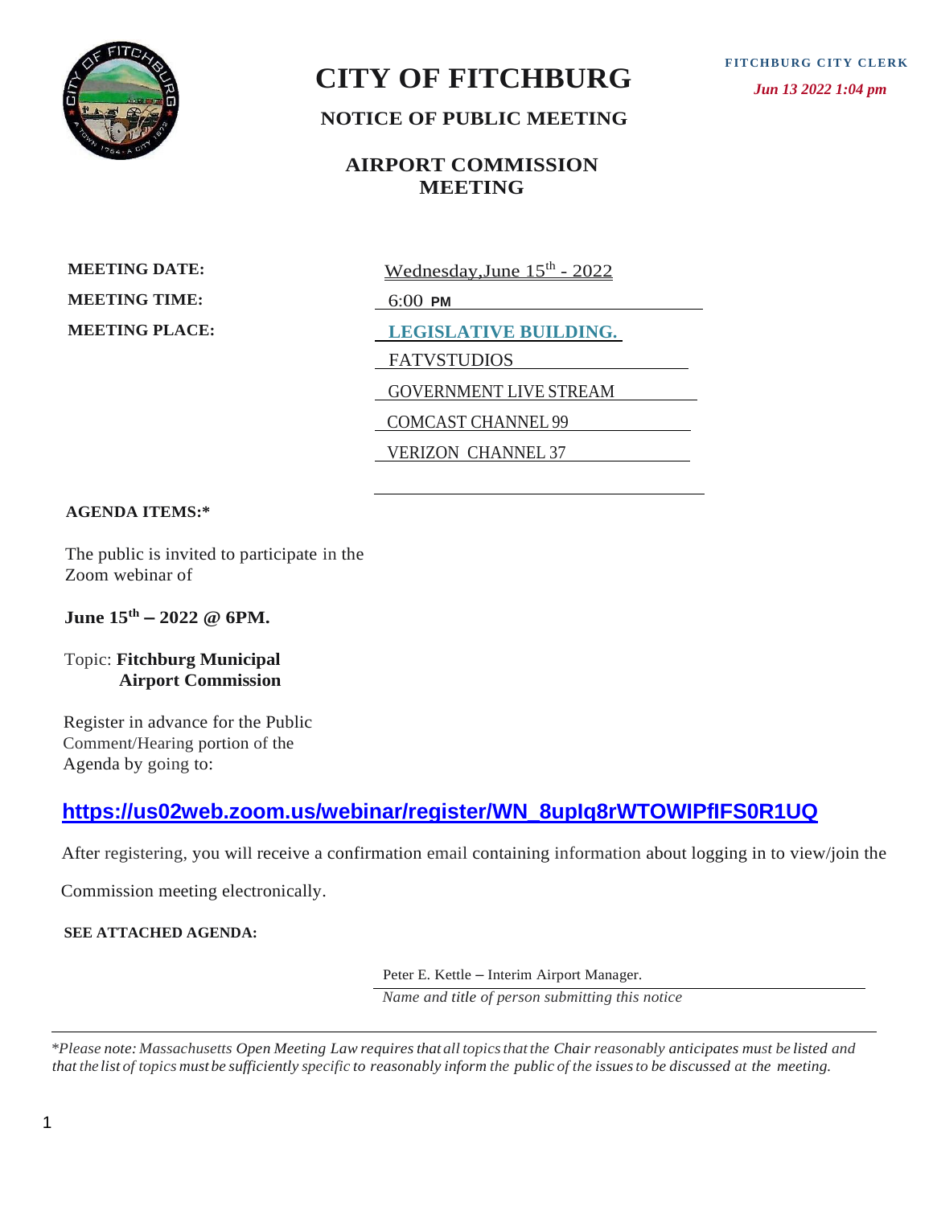FITCHBURG CITY CLERK

*Jun 13 2022 1:04 pm*

# CITY OF FITCHBURG

## NOTICE OF PUBLIC MEETING

## AIRPORT COMMISSION MEETING

**MEETING DATE:** Wednesday,June 15th - 2022

**MEETING TIME:** 6:00 PM

**MEETING PLACE:** LEGISLATIVE BUILDING.

FATVSTUDIOS

GOVERNMENT LIVE STREAM

COMCAST CHANNEL 99

VERIZON CHANNEL 37

**AGENDA ITEMS:***

The public is invited to participate in the Zoom webinar of

**June 15th – 2022 @ 6PM.**

Topic: **Fitchburg Municipal Airport Commission**

Register in advance for the Public Comment/Hearing portion of the Agenda by going to:

**https://us02web.zoom.us/webinar/register/WN_8upIq8rWTOWIPfIFS0R1UQ**

After registering, you will receive a confirmation email containing information about logging in to view/join the Commission meeting electronically.

**SEE ATTACHED AGENDA:**

Peter E. Kettle – Interim Airport Manager.

*Name and title of person submitting this notice*

*\*Please note: Massachusetts Open Meeting Law requires that all topics that the Chair reasonably anticipates must be listed and that the list of topics must be sufficiently specific to reasonably inform the public of the issues to be discussed at the meeting.*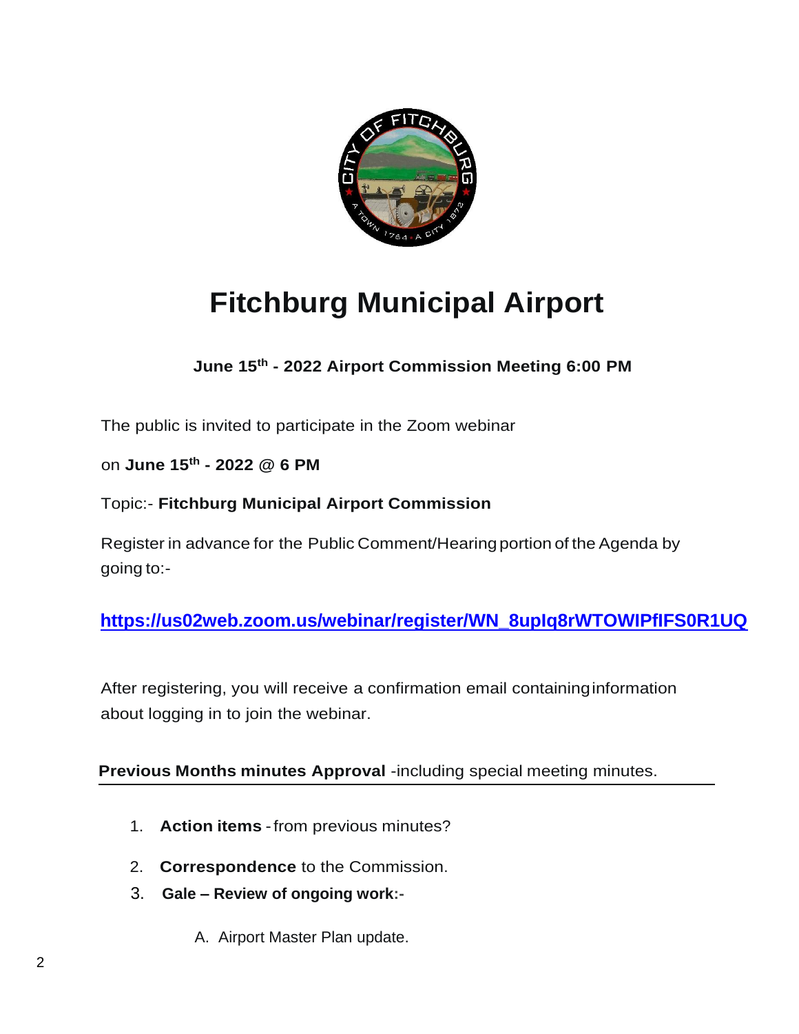# Fitchburg Municipal Airport

**June 15th - 2022 Airport Commission Meeting 6:00 PM**

The public is invited to participate in the Zoom webinar

on **June 15th - 2022 @ 6 PM**

Topic:- **Fitchburg Municipal Airport Commission**

Register in advance for the Public Comment/Hearing portion of the Agenda by going to:-

**https://us02web.zoom.us/webinar/register/WN_8upIq8rWTOWIPfIFS0R1UQ**

After registering, you will receive a confirmation email containing information about logging in to join the webinar.

**Previous Months minutes Approval** -including special meeting minutes.

1. **Action items** - from previous minutes?
2. **Correspondence** to the Commission.
3. **Gale – Review of ongoing work:-**
   - A. Airport Master Plan update.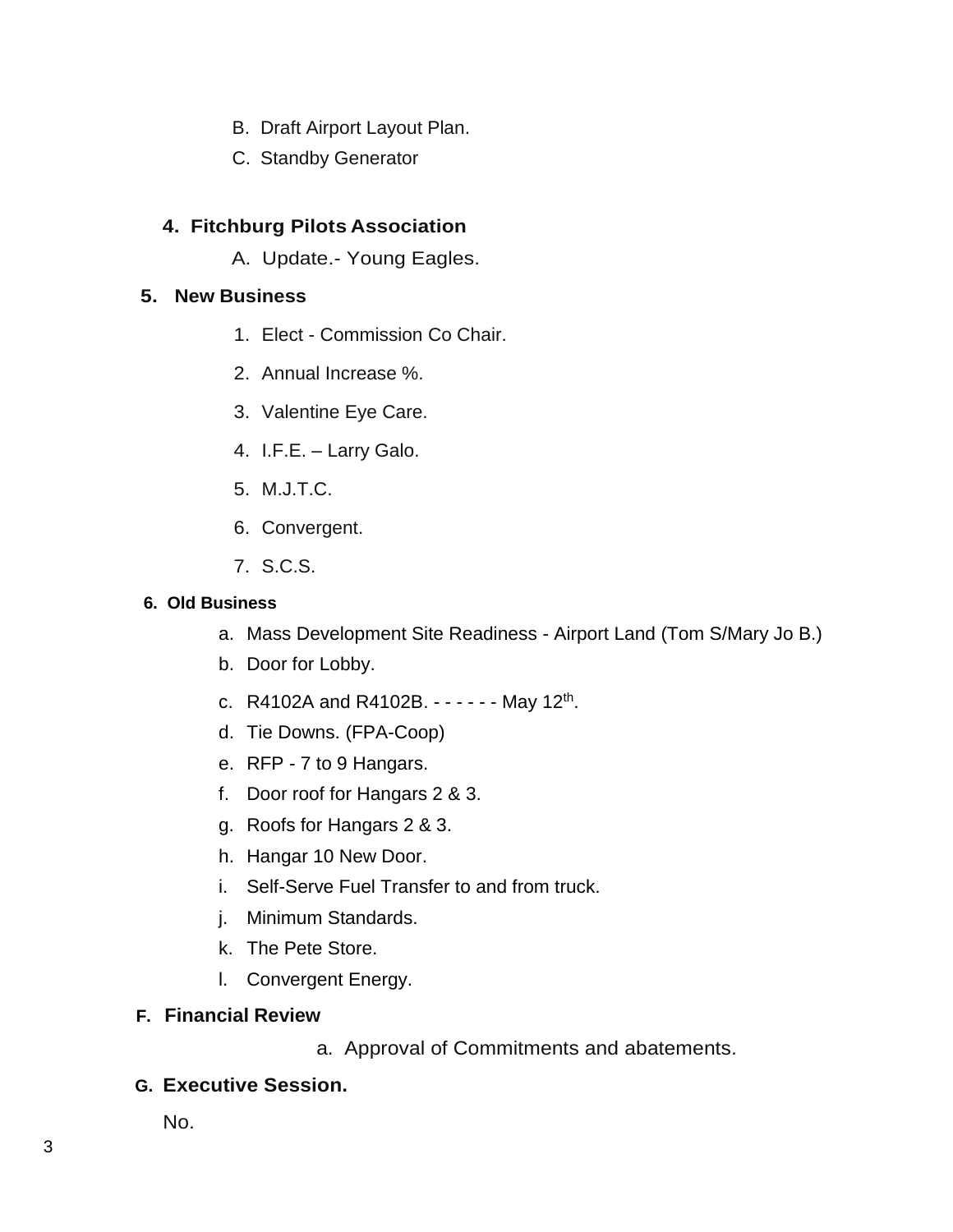B. Draft Airport Layout Plan.

C. Standby Generator

**4. Fitchburg Pilots Association**

A. Update.- Young Eagles.

**5. New Business**

1. Elect - Commission Co Chair.
2. Annual Increase %.
3. Valentine Eye Care.
4. I.F.E. – Larry Galo.
5. M.J.T.C.
6. Convergent.
7. S.C.S.

**6. Old Business**

a. Mass Development Site Readiness - Airport Land (Tom S/Mary Jo B.)

b. Door for Lobby.

c. R4102A and R4102B. - - - - - - May 12th.

d. Tie Downs. (FPA-Coop)

e. RFP - 7 to 9 Hangars.

f. Door roof for Hangars 2 & 3.

g. Roofs for Hangars 2 & 3.

h. Hangar 10 New Door.

i. Self-Serve Fuel Transfer to and from truck.

j. Minimum Standards.

k. The Pete Store.

l. Convergent Energy.

**F. Financial Review**

a. Approval of Commitments and abatements.

**G. Executive Session.**

No.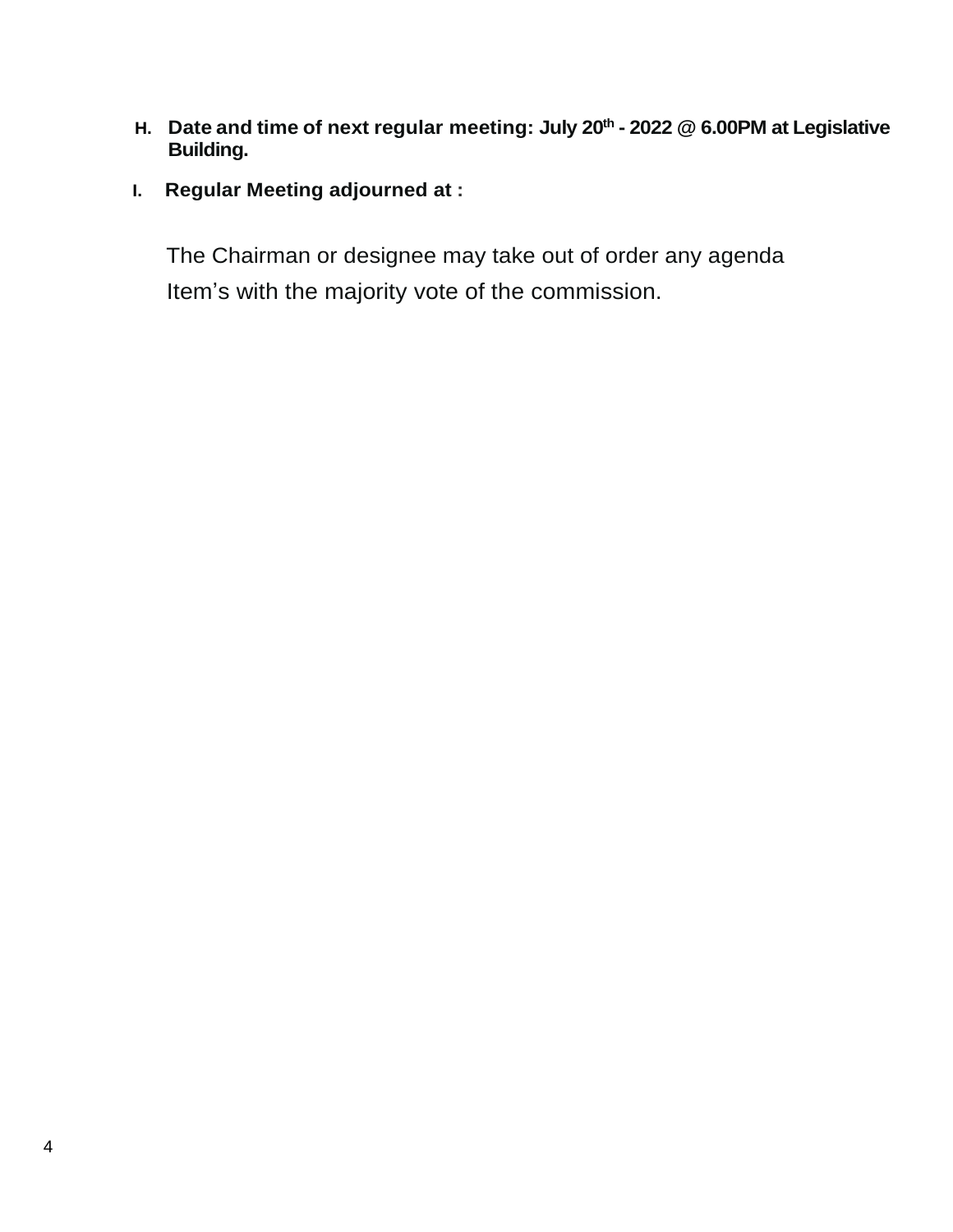**H. Date and time of next regular meeting: July 20th - 2022 @ 6.00PM at Legislative Building.**

**I. Regular Meeting adjourned at :**

The Chairman or designee may take out of order any agenda Item's with the majority vote of the commission.